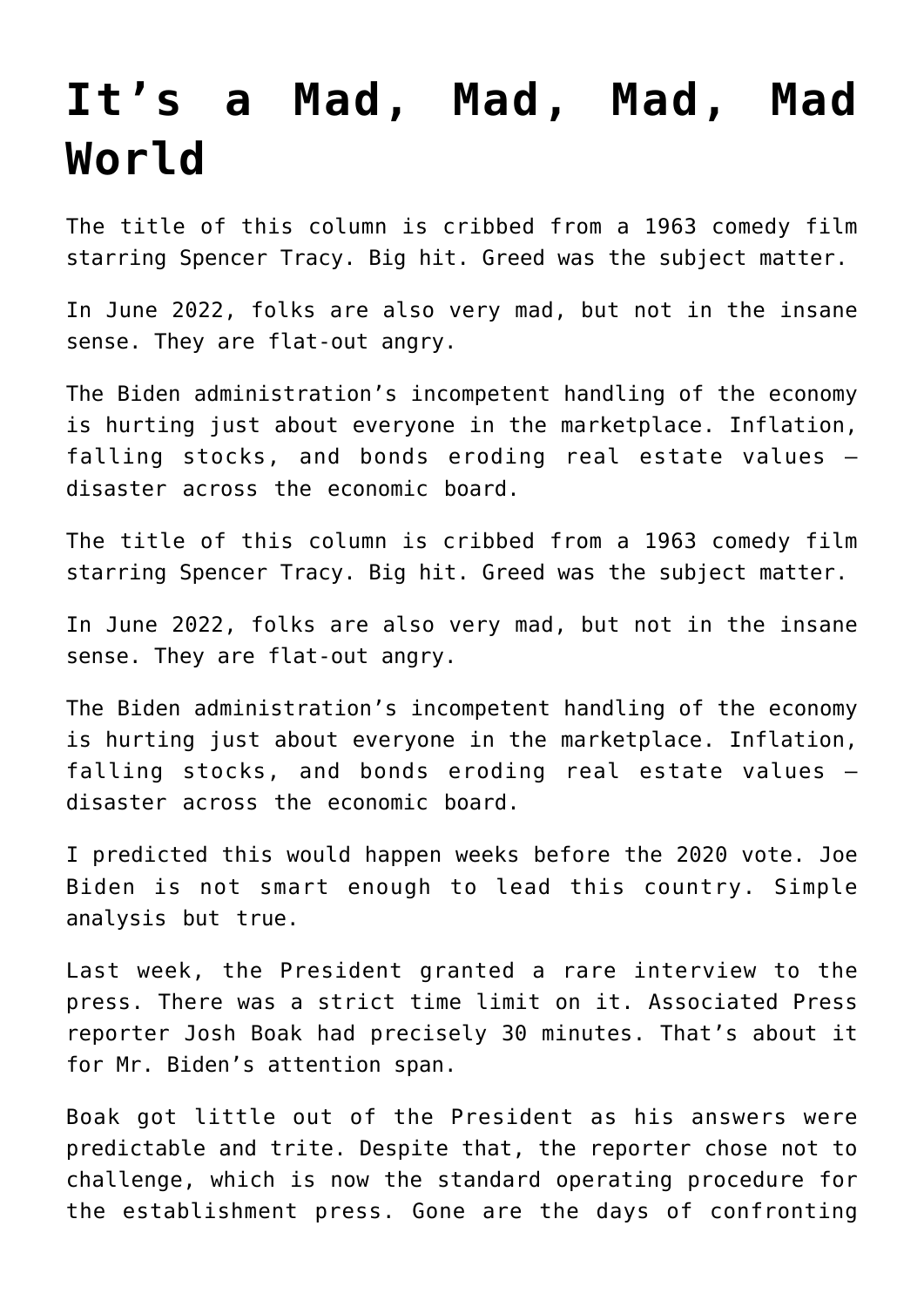# It’s a Mad, Mad, Mad, Mad World

The title of this column is cribbed from a 1963 comedy film starring Spencer Tracy. Big hit. Greed was the subject matter.

In June 2022, folks are also very mad, but not in the insane sense. They are flat-out angry.

The Biden administration’s incompetent handling of the economy is hurting just about everyone in the marketplace. Inflation, falling stocks, and bonds eroding real estate values – disaster across the economic board.

The title of this column is cribbed from a 1963 comedy film starring Spencer Tracy. Big hit. Greed was the subject matter.

In June 2022, folks are also very mad, but not in the insane sense. They are flat-out angry.

The Biden administration’s incompetent handling of the economy is hurting just about everyone in the marketplace. Inflation, falling stocks, and bonds eroding real estate values – disaster across the economic board.

I predicted this would happen weeks before the 2020 vote. Joe Biden is not smart enough to lead this country. Simple analysis but true.

Last week, the President granted a rare interview to the press. There was a strict time limit on it. Associated Press reporter Josh Boak had precisely 30 minutes. That’s about it for Mr. Biden’s attention span.

Boak got little out of the President as his answers were predictable and trite. Despite that, the reporter chose not to challenge, which is now the standard operating procedure for the establishment press. Gone are the days of confronting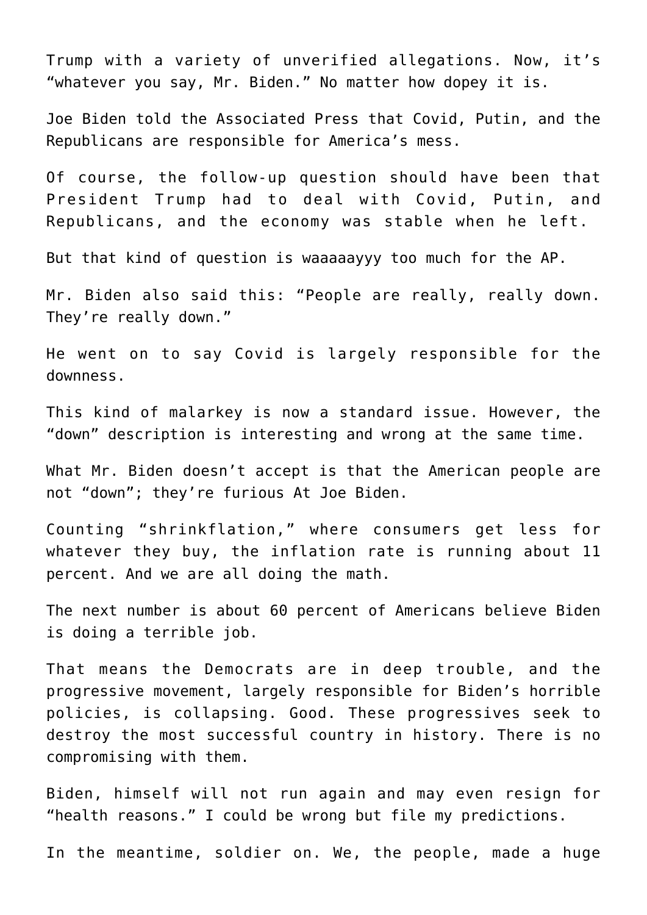Trump with a variety of unverified allegations. Now, it's "whatever you say, Mr. Biden." No matter how dopey it is.

Joe Biden told the Associated Press that Covid, Putin, and the Republicans are responsible for America's mess.

Of course, the follow-up question should have been that President Trump had to deal with Covid, Putin, and Republicans, and the economy was stable when he left.

But that kind of question is waaaaayyy too much for the AP.

Mr. Biden also said this: "People are really, really down. They're really down."

He went on to say Covid is largely responsible for the downness.

This kind of malarkey is now a standard issue. However, the "down" description is interesting and wrong at the same time.

What Mr. Biden doesn't accept is that the American people are not "down"; they're furious At Joe Biden.

Counting "shrinkflation," where consumers get less for whatever they buy, the inflation rate is running about 11 percent. And we are all doing the math.

The next number is about 60 percent of Americans believe Biden is doing a terrible job.

That means the Democrats are in deep trouble, and the progressive movement, largely responsible for Biden's horrible policies, is collapsing. Good. These progressives seek to destroy the most successful country in history. There is no compromising with them.

Biden, himself will not run again and may even resign for "health reasons." I could be wrong but file my predictions.

In the meantime, soldier on. We, the people, made a huge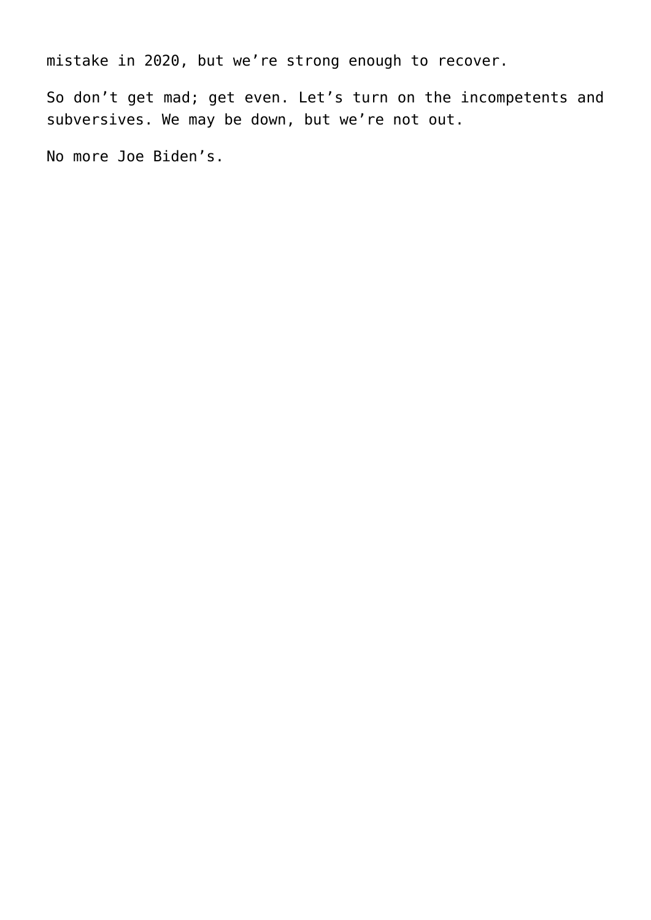mistake in 2020, but we’re strong enough to recover.

So don’t get mad; get even. Let’s turn on the incompetents and subversives. We may be down, but we’re not out.

No more Joe Biden’s.